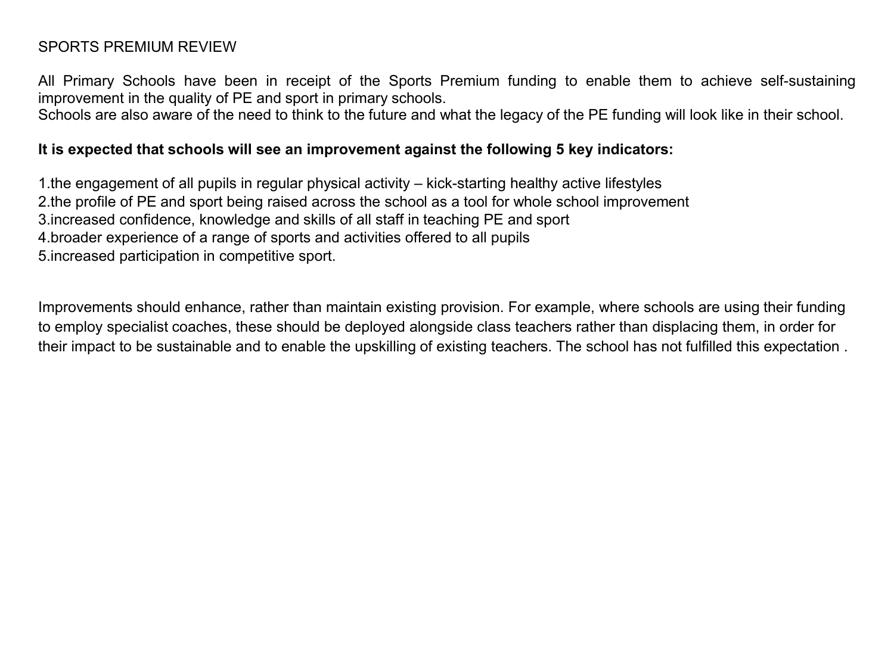# SPORTS PREMIUM REVIEW

All Primary Schools have been in receipt of the Sports Premium funding to enable them to achieve self-sustaining improvement in the quality of PE and sport in primary schools.
Schools are also aware of the need to think to the future and what the legacy of the PE funding will look like in their school.

**It is expected that schools will see an improvement against the following 5 key indicators:**

1. the engagement of all pupils in regular physical activity – kick-starting healthy active lifestyles
2. the profile of PE and sport being raised across the school as a tool for whole school improvement
3. increased confidence, knowledge and skills of all staff in teaching PE and sport
4. broader experience of a range of sports and activities offered to all pupils
5. increased participation in competitive sport.

Improvements should enhance, rather than maintain existing provision. For example, where schools are using their funding to employ specialist coaches, these should be deployed alongside class teachers rather than displacing them, in order for their impact to be sustainable and to enable the upskilling of existing teachers. The school has not fulfilled this expectation .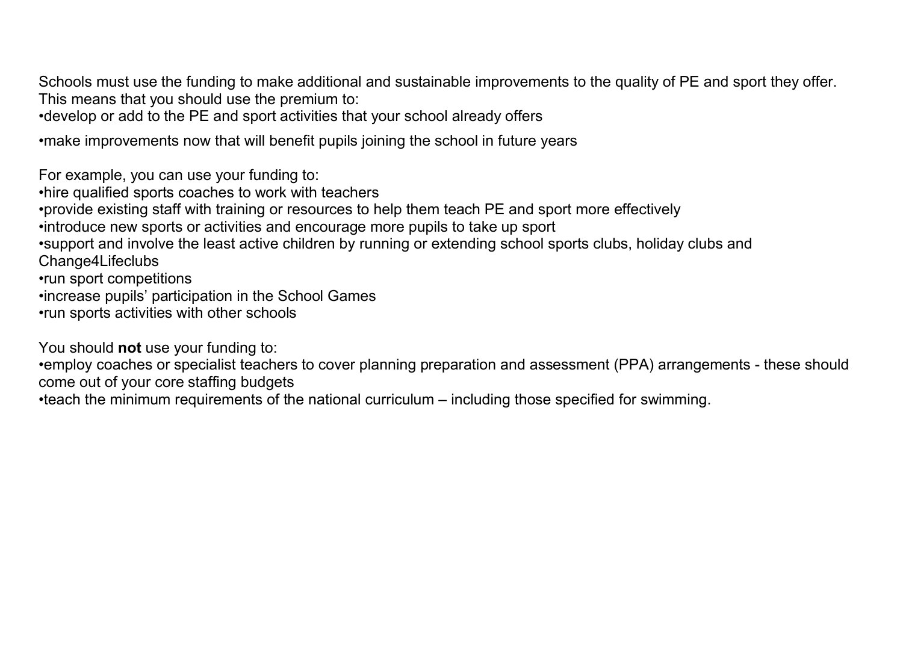Schools must use the funding to make additional and sustainable improvements to the quality of PE and sport they offer. This means that you should use the premium to:

- develop or add to the PE and sport activities that your school already offers
- make improvements now that will benefit pupils joining the school in future years

For example, you can use your funding to:

- hire qualified sports coaches to work with teachers
- provide existing staff with training or resources to help them teach PE and sport more effectively
- introduce new sports or activities and encourage more pupils to take up sport
- support and involve the least active children by running or extending school sports clubs, holiday clubs and Change4Lifeclubs
- run sport competitions
- increase pupils' participation in the School Games
- run sports activities with other schools

You should **not** use your funding to:

- employ coaches or specialist teachers to cover planning preparation and assessment (PPA) arrangements - these should come out of your core staffing budgets
- teach the minimum requirements of the national curriculum – including those specified for swimming.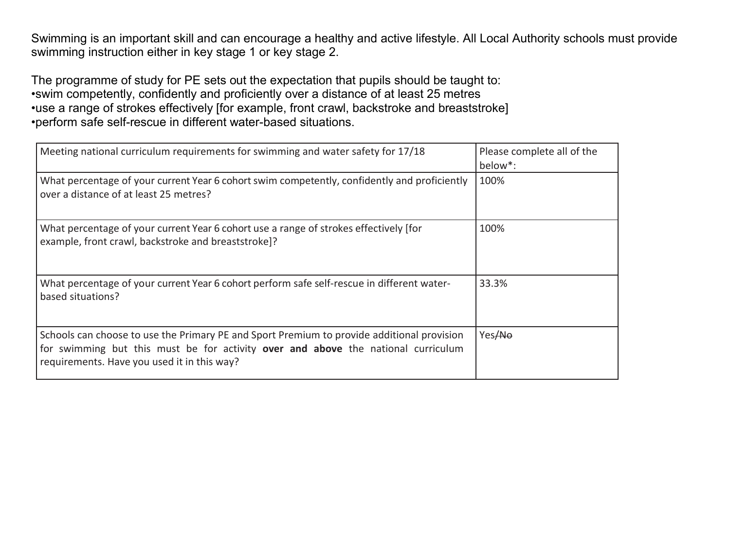Swimming is an important skill and can encourage a healthy and active lifestyle. All Local Authority schools must provide swimming instruction either in key stage 1 or key stage 2.

The programme of study for PE sets out the expectation that pupils should be taught to:
•swim competently, confidently and proficiently over a distance of at least 25 metres
•use a range of strokes effectively [for example, front crawl, backstroke and breaststroke]
•perform safe self-rescue in different water-based situations.

| Meeting national curriculum requirements for swimming and water safety for 17/18 | Please complete all of the below*: |
|---|---|
| What percentage of your current Year 6 cohort swim competently, confidently and proficiently over a distance of at least 25 metres? | 100% |
| What percentage of your current Year 6 cohort use a range of strokes effectively [for example, front crawl, backstroke and breaststroke]? | 100% |
| What percentage of your current Year 6 cohort perform safe self-rescue in different water-based situations? | 33.3% |
| Schools can choose to use the Primary PE and Sport Premium to provide additional provision for swimming but this must be for activity **over and above** the national curriculum requirements. Have you used it in this way? | Yes/~~No~~ |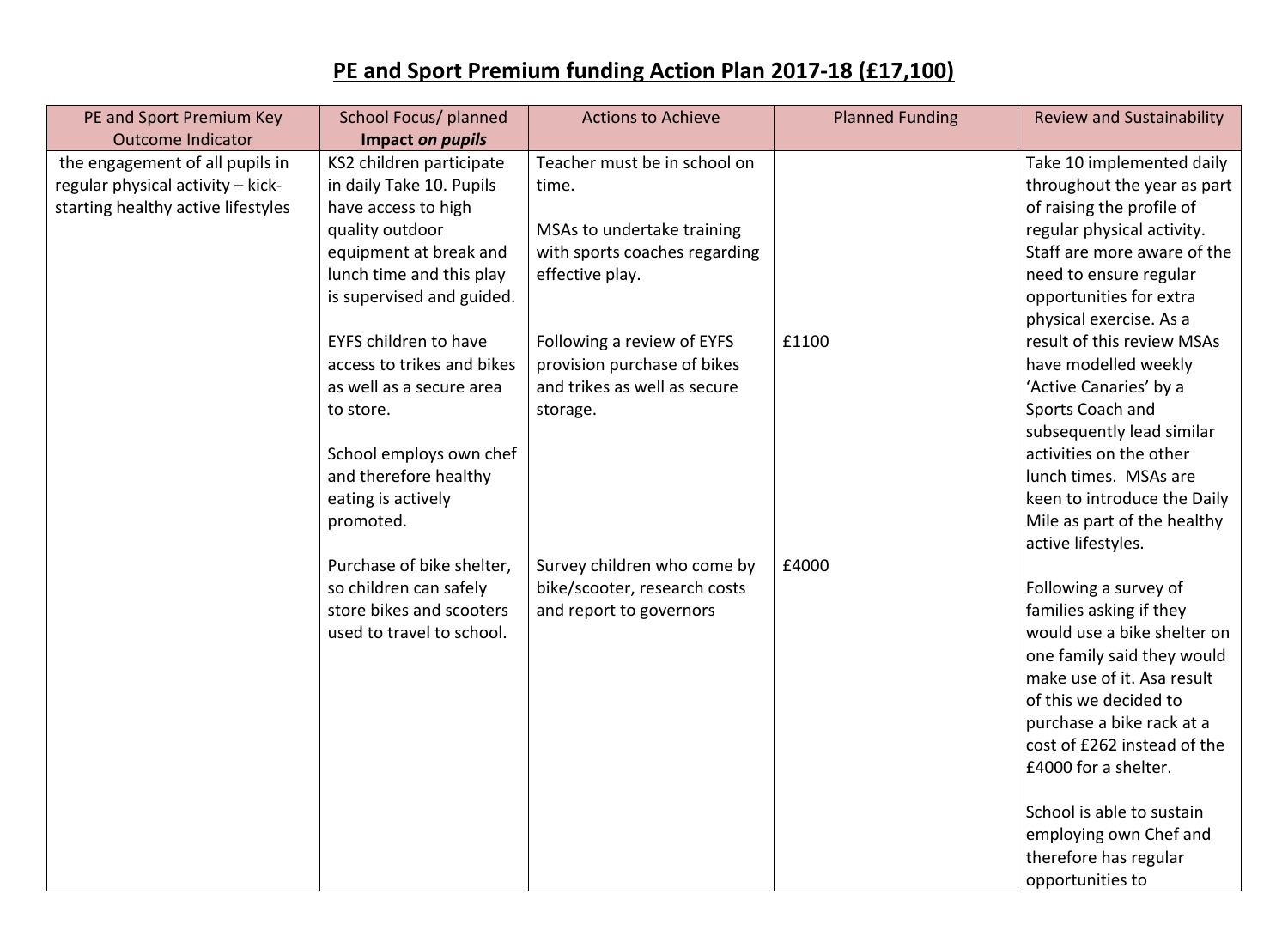# PE and Sport Premium funding Action Plan 2017-18 (£17,100)

| PE and Sport Premium Key Outcome Indicator | School Focus/ planned **Impact *on pupils*** | Actions to Achieve | Planned Funding | Review and Sustainability |
|---|---|---|---|---|
| the engagement of all pupils in regular physical activity – kick-starting healthy active lifestyles | KS2 children participate in daily Take 10. Pupils have access to high quality outdoor equipment at break and lunch time and this play is supervised and guided.<br><br>EYFS children to have access to trikes and bikes as well as a secure area to store.<br><br>School employs own chef and therefore healthy eating is actively promoted.<br><br>Purchase of bike shelter, so children can safely store bikes and scooters used to travel to school. | Teacher must be in school on time.<br><br>MSAs to undertake training with sports coaches regarding effective play.<br><br>Following a review of EYFS provision purchase of bikes and trikes as well as secure storage.<br><br><br><br><br>Survey children who come by bike/scooter, research costs and report to governors | <br><br><br><br><br><br>£1100<br><br><br><br><br><br><br><br>£4000 | Take 10 implemented daily throughout the year as part of raising the profile of regular physical activity. Staff are more aware of the need to ensure regular opportunities for extra physical exercise. As a result of this review MSAs have modelled weekly 'Active Canaries' by a Sports Coach and subsequently lead similar activities on the other lunch times. MSAs are keen to introduce the Daily Mile as part of the healthy active lifestyles.<br><br>Following a survey of families asking if they would use a bike shelter on one family said they would make use of it. Asa result of this we decided to purchase a bike rack at a cost of £262 instead of the £4000 for a shelter.<br><br>School is able to sustain employing own Chef and therefore has regular opportunities to |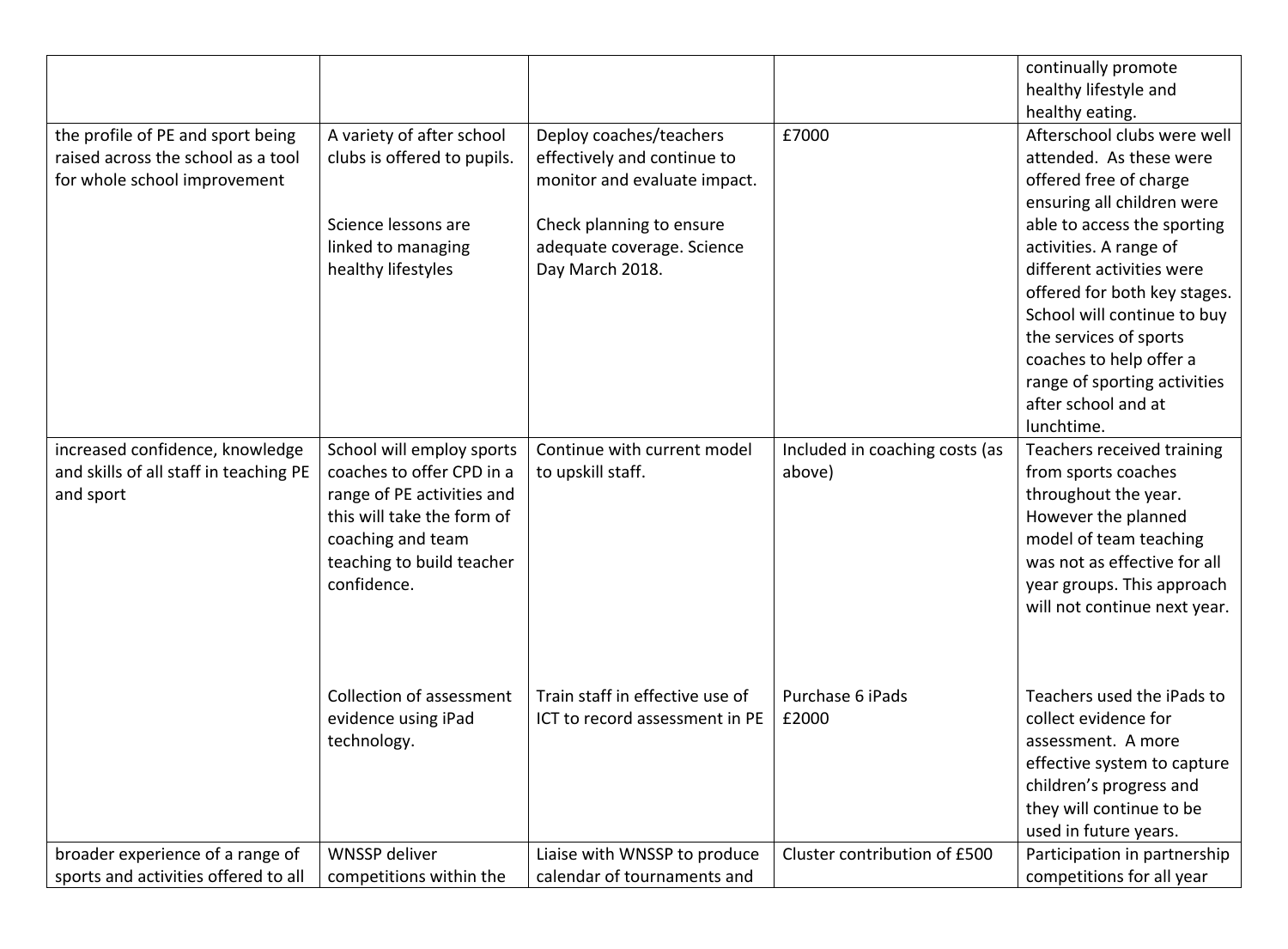| | | | | |
|---|---|---|---|---|
| | | | | continually promote healthy lifestyle and healthy eating. |
| the profile of PE and sport being raised across the school as a tool for whole school improvement | A variety of after school clubs is offered to pupils.<br><br>Science lessons are linked to managing healthy lifestyles | Deploy coaches/teachers effectively and continue to monitor and evaluate impact.<br><br>Check planning to ensure adequate coverage. Science Day March 2018. | £7000 | Afterschool clubs were well attended. As these were offered free of charge ensuring all children were able to access the sporting activities. A range of different activities were offered for both key stages. School will continue to buy the services of sports coaches to help offer a range of sporting activities after school and at lunchtime. |
| increased confidence, knowledge and skills of all staff in teaching PE and sport | School will employ sports coaches to offer CPD in a range of PE activities and this will take the form of coaching and team teaching to build teacher confidence. | Continue with current model to upskill staff. | Included in coaching costs (as above) | Teachers received training from sports coaches throughout the year. However the planned model of team teaching was not as effective for all year groups. This approach will not continue next year. |
| | Collection of assessment evidence using iPad technology. | Train staff in effective use of ICT to record assessment in PE | Purchase 6 iPads<br>£2000 | Teachers used the iPads to collect evidence for assessment. A more effective system to capture children's progress and they will continue to be used in future years. |
| broader experience of a range of sports and activities offered to all | WNSSP deliver competitions within the | Liaise with WNSSP to produce calendar of tournaments and | Cluster contribution of £500 | Participation in partnership competitions for all year |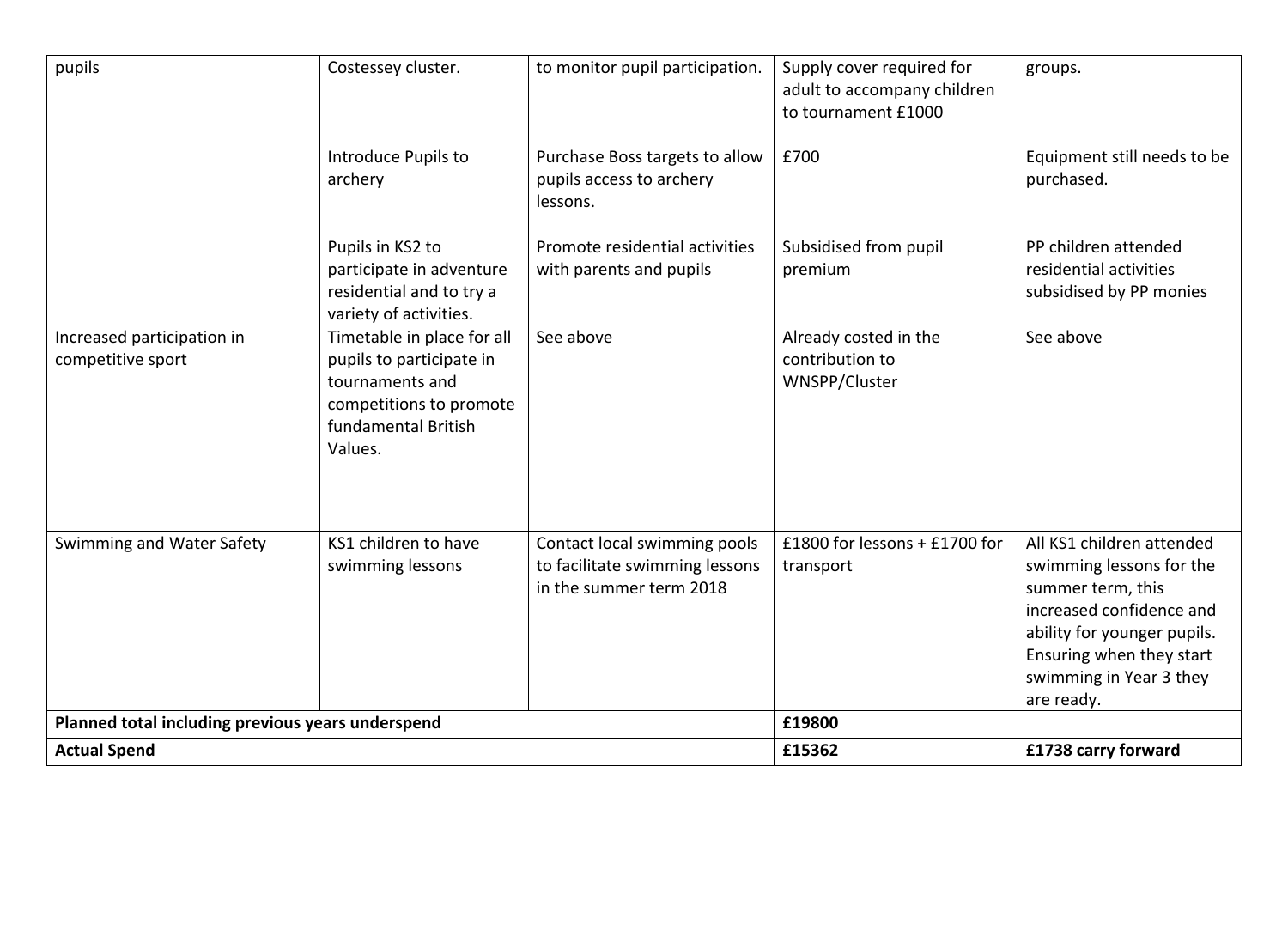| | | | | |
|---|---|---|---|---|
| pupils | Costessey cluster. | to monitor pupil participation. | Supply cover required for adult to accompany children to tournament £1000 | groups. |
| | Introduce Pupils to archery | Purchase Boss targets to allow pupils access to archery lessons. | £700 | Equipment still needs to be purchased. |
| | Pupils in KS2 to participate in adventure residential and to try a variety of activities. | Promote residential activities with parents and pupils | Subsidised from pupil premium | PP children attended residential activities subsidised by PP monies |
| Increased participation in competitive sport | Timetable in place for all pupils to participate in tournaments and competitions to promote fundamental British Values. | See above | Already costed in the contribution to WNSPP/Cluster | See above |
| Swimming and Water Safety | KS1 children to have swimming lessons | Contact local swimming pools to facilitate swimming lessons in the summer term 2018 | £1800 for lessons + £1700 for transport | All KS1 children attended swimming lessons for the summer term, this increased confidence and ability for younger pupils. Ensuring when they start swimming in Year 3 they are ready. |
| **Planned total including previous years underspend** | | | **£19800** | |
| **Actual Spend** | | | **£15362** | **£1738 carry forward** |